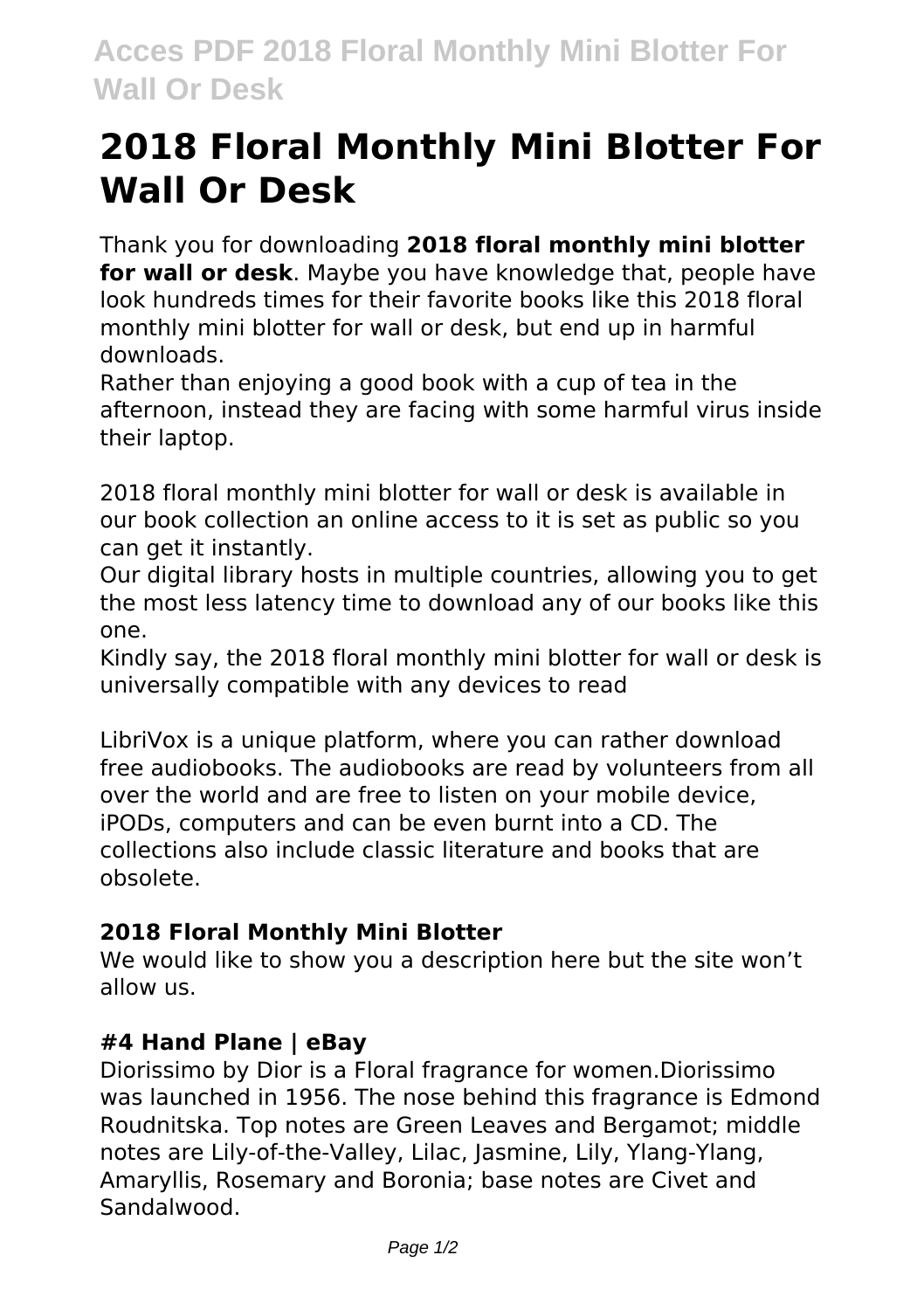# 2018 Floral Monthly Mini Blotter For Wall Or Desk

Thank you for downloading **2018 floral monthly mini blotter for wall or desk**. Maybe you have knowledge that, people have look hundreds times for their favorite books like this 2018 floral monthly mini blotter for wall or desk, but end up in harmful downloads.

Rather than enjoying a good book with a cup of tea in the afternoon, instead they are facing with some harmful virus inside their laptop.

2018 floral monthly mini blotter for wall or desk is available in our book collection an online access to it is set as public so you can get it instantly.

Our digital library hosts in multiple countries, allowing you to get the most less latency time to download any of our books like this one.

Kindly say, the 2018 floral monthly mini blotter for wall or desk is universally compatible with any devices to read

LibriVox is a unique platform, where you can rather download free audiobooks. The audiobooks are read by volunteers from all over the world and are free to listen on your mobile device, iPODs, computers and can be even burnt into a CD. The collections also include classic literature and books that are obsolete.

### 2018 Floral Monthly Mini Blotter

We would like to show you a description here but the site won't allow us.

### #4 Hand Plane | eBay

Diorissimo by Dior is a Floral fragrance for women.Diorissimo was launched in 1956. The nose behind this fragrance is Edmond Roudnitska. Top notes are Green Leaves and Bergamot; middle notes are Lily-of-the-Valley, Lilac, Jasmine, Lily, Ylang-Ylang, Amaryllis, Rosemary and Boronia; base notes are Civet and Sandalwood.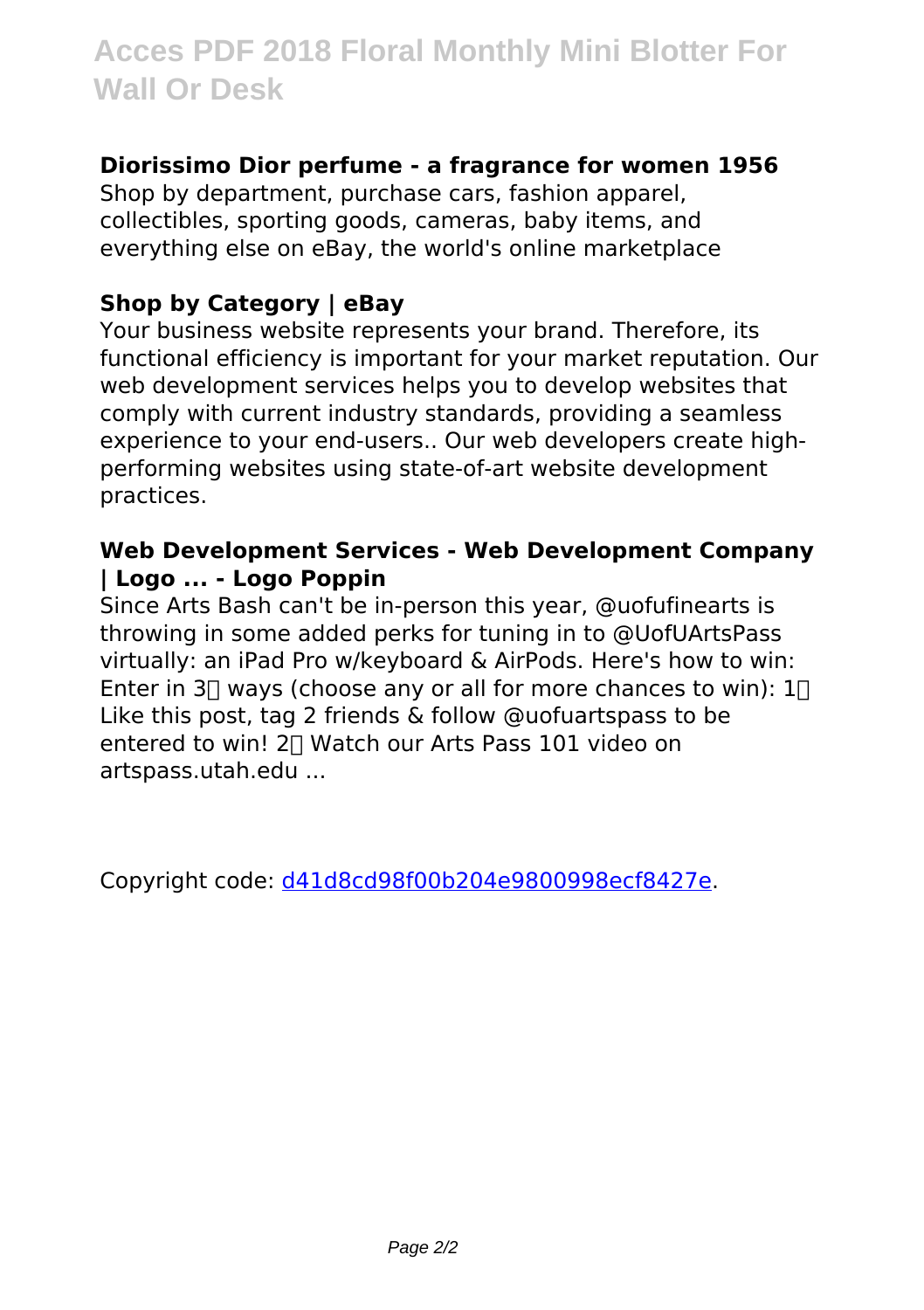**Diorissimo Dior perfume - a fragrance for women 1956**

Shop by department, purchase cars, fashion apparel, collectibles, sporting goods, cameras, baby items, and everything else on eBay, the world's online marketplace

**Shop by Category | eBay**

Your business website represents your brand. Therefore, its functional efficiency is important for your market reputation. Our web development services helps you to develop websites that comply with current industry standards, providing a seamless experience to your end-users.. Our web developers create high-performing websites using state-of-art website development practices.

**Web Development Services - Web Development Company | Logo ... - Logo Poppin**

Since Arts Bash can't be in-person this year, @uofufinearts is throwing in some added perks for tuning in to @UofUArtsPass virtually: an iPad Pro w/keyboard & AirPods. Here's how to win: Enter in 3 ways (choose any or all for more chances to win): 1 Like this post, tag 2 friends & follow @uofuartspass to be entered to win! 2 Watch our Arts Pass 101 video on artspass.utah.edu ...

Copyright code: d41d8cd98f00b204e9800998ecf8427e.